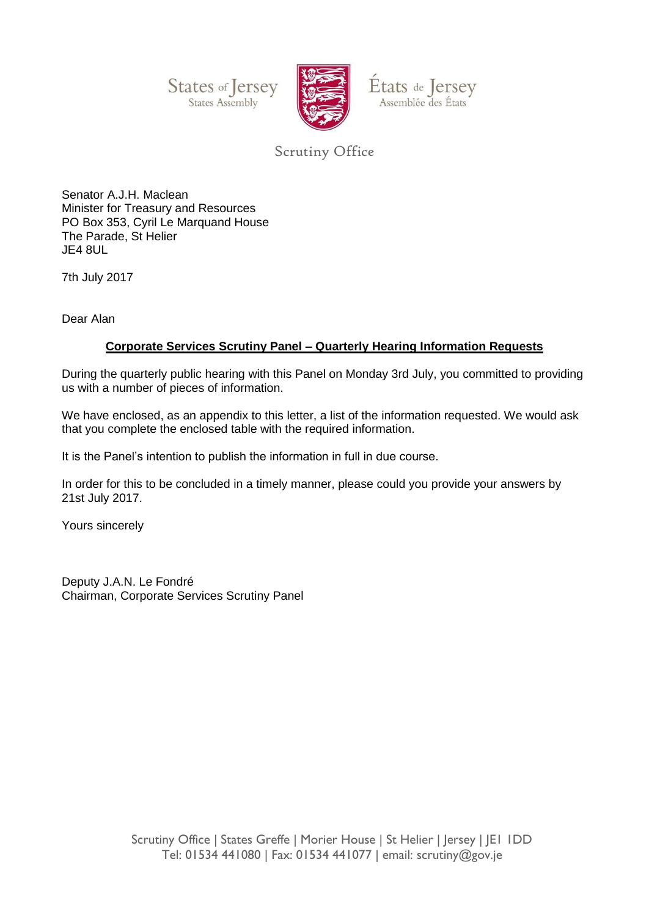States of Jersey
States Assembly

États de Jersey
Assemblée des États

Scrutiny Office

Senator A.J.H. Maclean
Minister for Treasury and Resources
PO Box 353, Cyril Le Marquand House
The Parade, St Helier
JE4 8UL

7th July 2017

Dear Alan

**Corporate Services Scrutiny Panel – Quarterly Hearing Information Requests**

During the quarterly public hearing with this Panel on Monday 3rd July, you committed to providing us with a number of pieces of information.

We have enclosed, as an appendix to this letter, a list of the information requested. We would ask that you complete the enclosed table with the required information.

It is the Panel's intention to publish the information in full in due course.

In order for this to be concluded in a timely manner, please could you provide your answers by 21st July 2017.

Yours sincerely

Deputy J.A.N. Le Fondré
Chairman, Corporate Services Scrutiny Panel

Scrutiny Office | States Greffe | Morier House | St Helier | Jersey | JE1 1DD
Tel: 01534 441080 | Fax: 01534 441077 | email: scrutiny@gov.je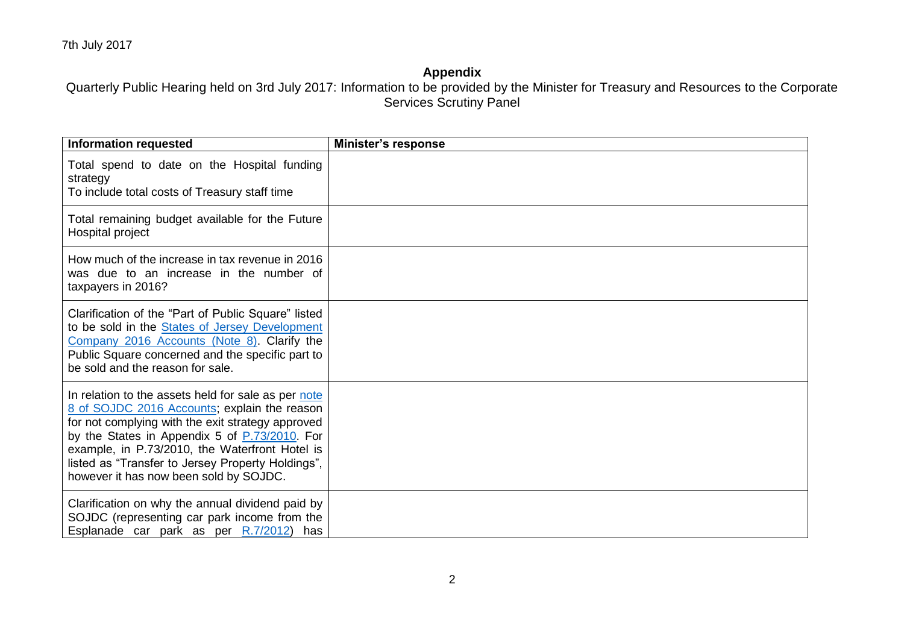7th July 2017

**Appendix**

Quarterly Public Hearing held on 3rd July 2017: Information to be provided by the Minister for Treasury and Resources to the Corporate Services Scrutiny Panel

| Information requested | Minister's response |
|---|---|
| Total spend to date on the Hospital funding strategy<br>To include total costs of Treasury staff time | |
| Total remaining budget available for the Future Hospital project | |
| How much of the increase in tax revenue in 2016 was due to an increase in the number of taxpayers in 2016? | |
| Clarification of the "Part of Public Square" listed to be sold in the States of Jersey Development Company 2016 Accounts (Note 8). Clarify the Public Square concerned and the specific part to be sold and the reason for sale. | |
| In relation to the assets held for sale as per note 8 of SOJDC 2016 Accounts; explain the reason for not complying with the exit strategy approved by the States in Appendix 5 of P.73/2010. For example, in P.73/2010, the Waterfront Hotel is listed as "Transfer to Jersey Property Holdings", however it has now been sold by SOJDC. | |
| Clarification on why the annual dividend paid by SOJDC (representing car park income from the Esplanade car park as per R.7/2012) has | |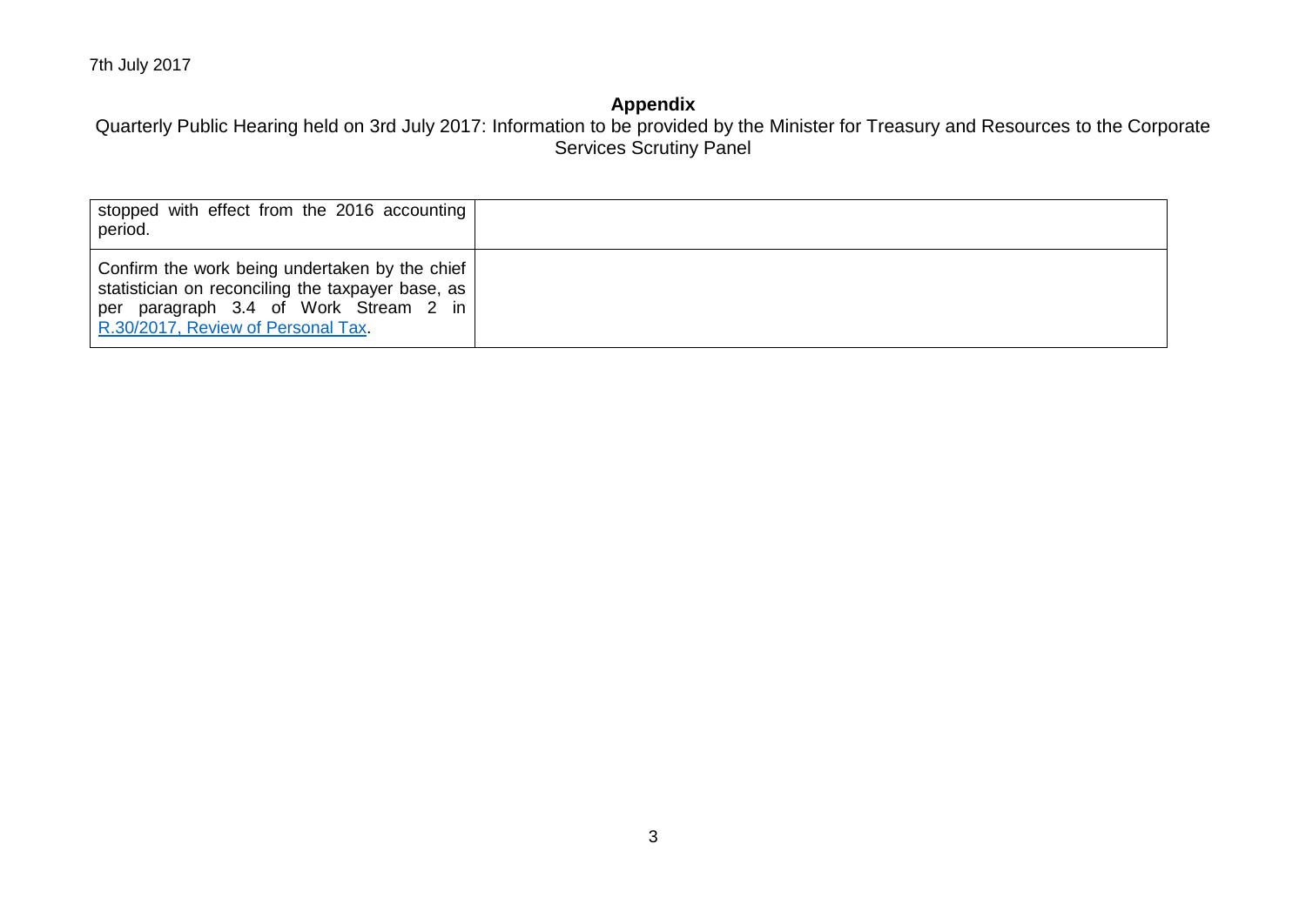7th July 2017

**Appendix**

Quarterly Public Hearing held on 3rd July 2017: Information to be provided by the Minister for Treasury and Resources to the Corporate Services Scrutiny Panel

| | |
|---|---|
| stopped with effect from the 2016 accounting period. | |
| Confirm the work being undertaken by the chief statistician on reconciling the taxpayer base, as per paragraph 3.4 of Work Stream 2 in R.30/2017, Review of Personal Tax. | |